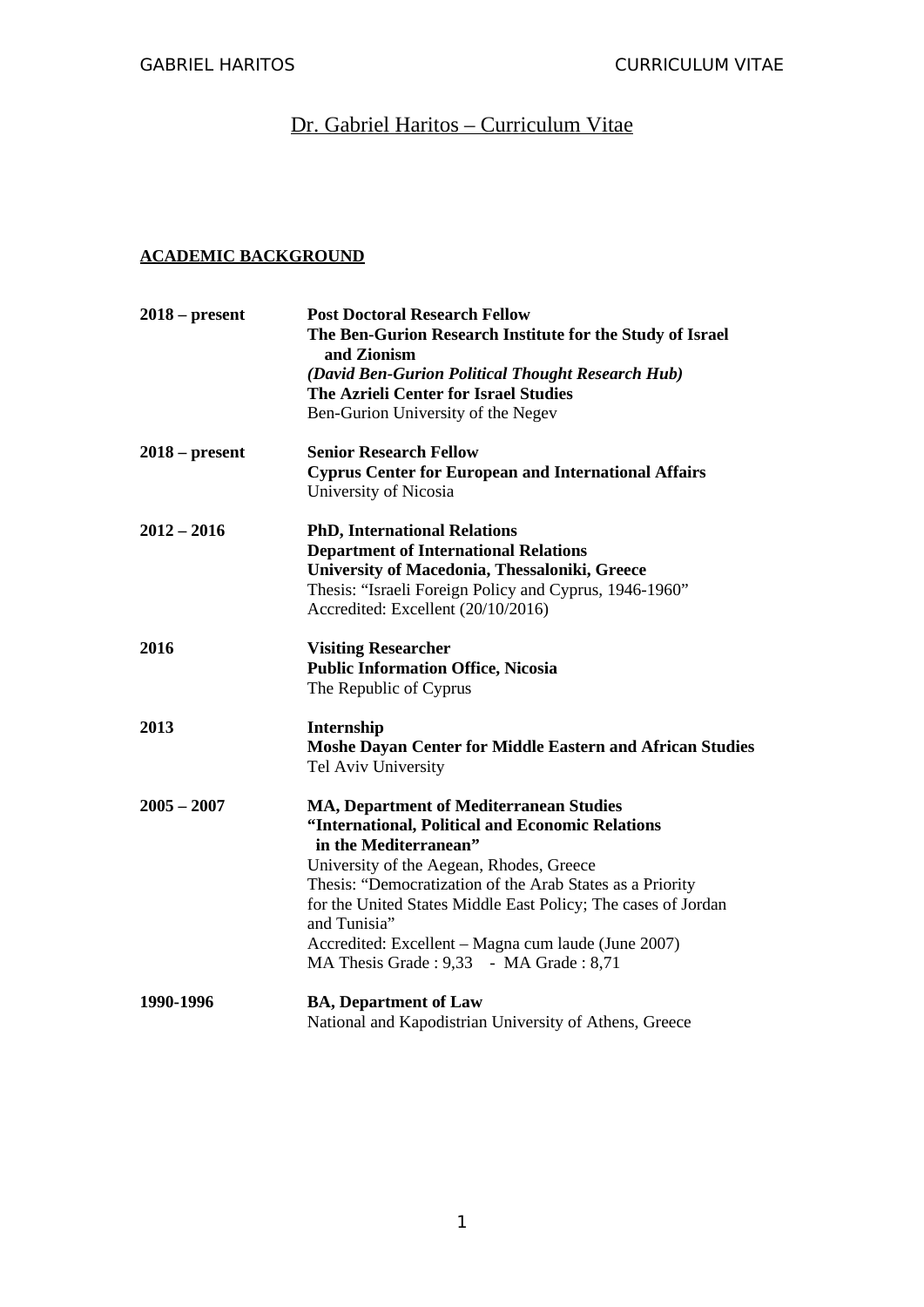# Dr. Gabriel Haritos – Curriculum Vitae

## ACADEMIC BACKGROUND

**2018 – present**
**Post Doctoral Research Fellow**
**The Ben-Gurion Research Institute for the Study of Israel and Zionism**
***(David Ben-Gurion Political Thought Research Hub)***
**The Azrieli Center for Israel Studies**
Ben-Gurion University of the Negev

**2018 – present**
**Senior Research Fellow**
**Cyprus Center for European and International Affairs**
University of Nicosia

**2012 – 2016**
**PhD, International Relations**
**Department of International Relations**
**University of Macedonia, Thessaloniki, Greece**
Thesis: "Israeli Foreign Policy and Cyprus, 1946-1960"
Accredited: Excellent (20/10/2016)

**2016**
**Visiting Researcher**
**Public Information Office, Nicosia**
The Republic of Cyprus

**2013**
**Internship**
**Moshe Dayan Center for Middle Eastern and African Studies**
Tel Aviv University

**2005 – 2007**
**MA, Department of Mediterranean Studies**
**"International, Political and Economic Relations in the Mediterranean"**
University of the Aegean, Rhodes, Greece
Thesis: "Democratization of the Arab States as a Priority for the United States Middle East Policy; The cases of Jordan and Tunisia"
Accredited: Excellent – Magna cum laude (June 2007)
MA Thesis Grade : 9,33 - MA Grade : 8,71

**1990-1996**
**BA, Department of Law**
National and Kapodistrian University of Athens, Greece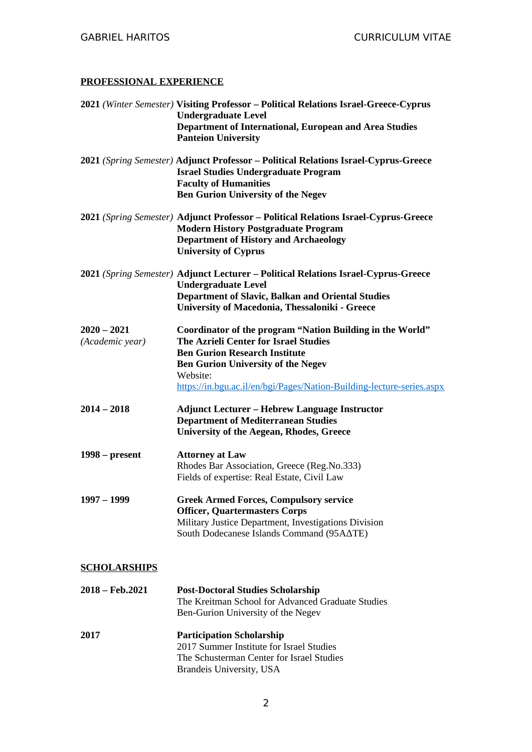## PROFESSIONAL EXPERIENCE

**2021** *(Winter Semester)* **Visiting Professor – Political Relations Israel-Greece-Cyprus**
**Undergraduate Level**
**Department of International, European and Area Studies**
**Panteion University**

**2021** *(Spring Semester)* **Adjunct Professor – Political Relations Israel-Cyprus-Greece**
**Israel Studies Undergraduate Program**
**Faculty of Humanities**
**Ben Gurion University of the Negev**

**2021** *(Spring Semester)* **Adjunct Professor – Political Relations Israel-Cyprus-Greece**
**Modern History Postgraduate Program**
**Department of History and Archaeology**
**University of Cyprus**

**2021** *(Spring Semester)* **Adjunct Lecturer – Political Relations Israel-Cyprus-Greece**
**Undergraduate Level**
**Department of Slavic, Balkan and Oriental Studies**
**University of Macedonia, Thessaloniki - Greece**

**2020 – 2021** *(Academic year)*
**Coordinator of the program "Nation Building in the World"**
**The Azrieli Center for Israel Studies**
**Ben Gurion Research Institute**
**Ben Gurion University of the Negev**
Website:
https://in.bgu.ac.il/en/bgi/Pages/Nation-Building-lecture-series.aspx

**2014 – 2018**
**Adjunct Lecturer – Hebrew Language Instructor**
**Department of Mediterranean Studies**
**University of the Aegean, Rhodes, Greece**

**1998 – present**
**Attorney at Law**
Rhodes Bar Association, Greece (Reg.No.333)
Fields of expertise: Real Estate, Civil Law

**1997 – 1999**
**Greek Armed Forces, Compulsory service**
**Officer, Quartermasters Corps**
Military Justice Department, Investigations Division
South Dodecanese Islands Command (95ΑΔΤΕ)

## SCHOLARSHIPS

**2018 – Feb.2021**
**Post-Doctoral Studies Scholarship**
The Kreitman School for Advanced Graduate Studies
Ben-Gurion University of the Negev

**2017**
**Participation Scholarship**
2017 Summer Institute for Israel Studies
The Schusterman Center for Israel Studies
Brandeis University, USA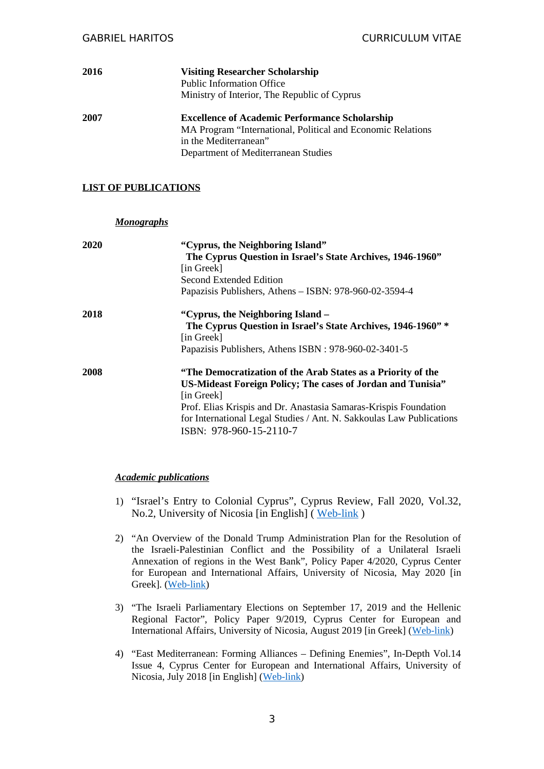**2016** — **Visiting Researcher Scholarship**
Public Information Office
Ministry of Interior, The Republic of Cyprus

**2007** — **Excellence of Academic Performance Scholarship**
MA Program "International, Political and Economic Relations in the Mediterranean"
Department of Mediterranean Studies

## LIST OF PUBLICATIONS

### *Monographs*

**2020** — **"Cyprus, the Neighboring Island" The Cyprus Question in Israel's State Archives, 1946-1960"**
[in Greek]
Second Extended Edition
Papazisis Publishers, Athens – ISBN: 978-960-02-3594-4

**2018** — **"Cyprus, the Neighboring Island – The Cyprus Question in Israel's State Archives, 1946-1960" ***
[in Greek]
Papazisis Publishers, Athens ISBN : 978-960-02-3401-5

**2008** — **"The Democratization of the Arab States as a Priority of the US-Mideast Foreign Policy; The cases of Jordan and Tunisia"**
[in Greek]
Prof. Elias Krispis and Dr. Anastasia Samaras-Krispis Foundation for International Legal Studies / Ant. N. Sakkoulas Law Publications
ISBN: 978-960-15-2110-7

### *Academic publications*

1) "Israel's Entry to Colonial Cyprus", Cyprus Review, Fall 2020, Vol.32, No.2, University of Nicosia [in English] ( Web-link )

2) "An Overview of the Donald Trump Administration Plan for the Resolution of the Israeli-Palestinian Conflict and the Possibility of a Unilateral Israeli Annexation of regions in the West Bank", Policy Paper 4/2020, Cyprus Center for European and International Affairs, University of Nicosia, May 2020 [in Greek]. (Web-link)

3) "The Israeli Parliamentary Elections on September 17, 2019 and the Hellenic Regional Factor", Policy Paper 9/2019, Cyprus Center for European and International Affairs, University of Nicosia, August 2019 [in Greek] (Web-link)

4) "East Mediterranean: Forming Alliances – Defining Enemies", In-Depth Vol.14 Issue 4, Cyprus Center for European and International Affairs, University of Nicosia, July 2018 [in English] (Web-link)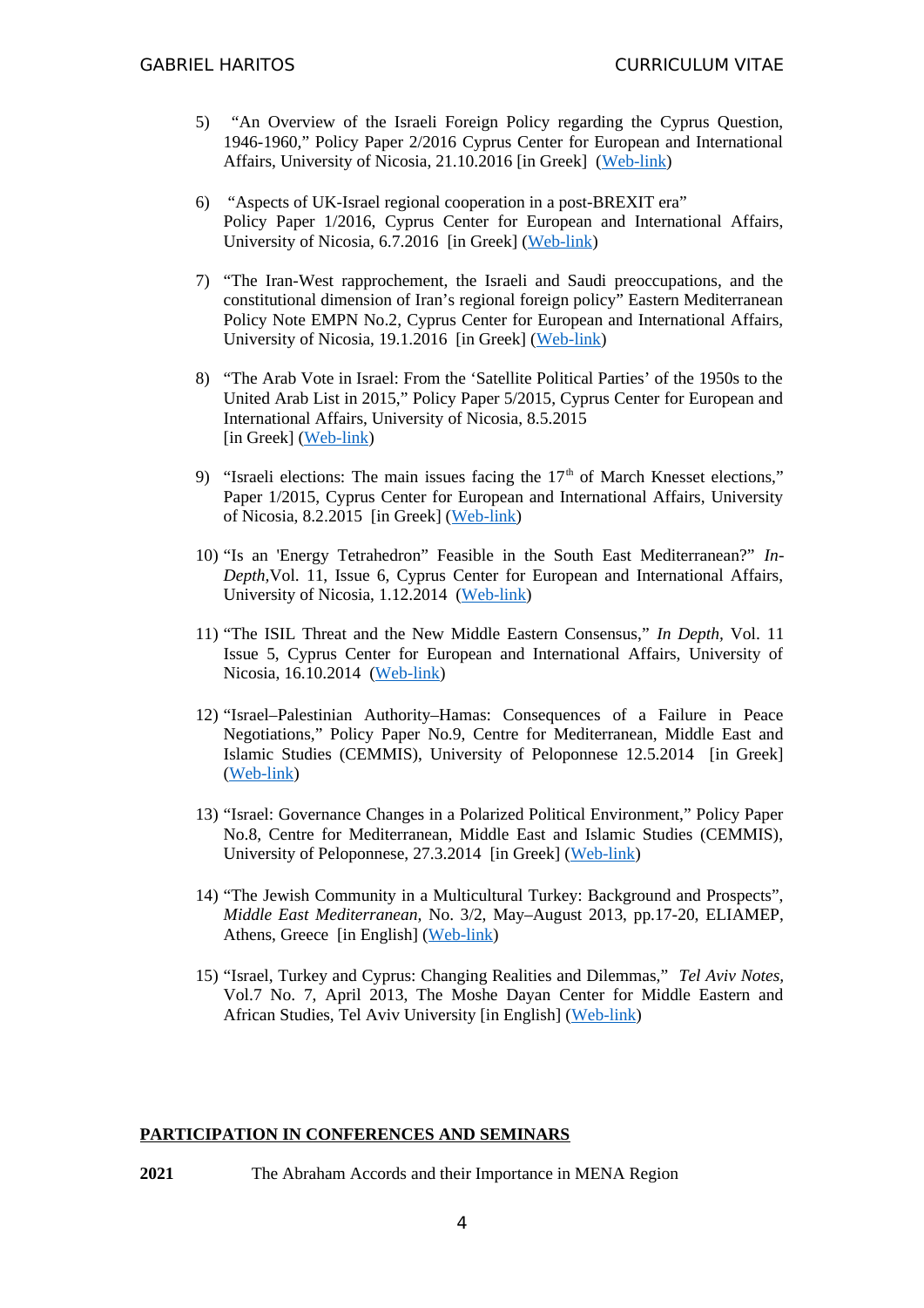5) "An Overview of the Israeli Foreign Policy regarding the Cyprus Question, 1946-1960," Policy Paper 2/2016 Cyprus Center for European and International Affairs, University of Nicosia, 21.10.2016 [in Greek] (Web-link)

6) "Aspects of UK-Israel regional cooperation in a post-BREXIT era" Policy Paper 1/2016, Cyprus Center for European and International Affairs, University of Nicosia, 6.7.2016 [in Greek] (Web-link)

7) "The Iran-West rapprochement, the Israeli and Saudi preoccupations, and the constitutional dimension of Iran's regional foreign policy" Eastern Mediterranean Policy Note EMPN No.2, Cyprus Center for European and International Affairs, University of Nicosia, 19.1.2016 [in Greek] (Web-link)

8) "The Arab Vote in Israel: From the 'Satellite Political Parties' of the 1950s to the United Arab List in 2015," Policy Paper 5/2015, Cyprus Center for European and International Affairs, University of Nicosia, 8.5.2015 [in Greek] (Web-link)

9) "Israeli elections: The main issues facing the 17th of March Knesset elections," Paper 1/2015, Cyprus Center for European and International Affairs, University of Nicosia, 8.2.2015 [in Greek] (Web-link)

10) "Is an 'Energy Tetrahedron" Feasible in the South East Mediterranean?" *In-Depth*, Vol. 11, Issue 6, Cyprus Center for European and International Affairs, University of Nicosia, 1.12.2014 (Web-link)

11) "The ISIL Threat and the New Middle Eastern Consensus," *In Depth*, Vol. 11 Issue 5, Cyprus Center for European and International Affairs, University of Nicosia, 16.10.2014 (Web-link)

12) "Israel–Palestinian Authority–Hamas: Consequences of a Failure in Peace Negotiations," Policy Paper No.9, Centre for Mediterranean, Middle East and Islamic Studies (CEMMIS), University of Peloponnese 12.5.2014 [in Greek] (Web-link)

13) "Israel: Governance Changes in a Polarized Political Environment," Policy Paper No.8, Centre for Mediterranean, Middle East and Islamic Studies (CEMMIS), University of Peloponnese, 27.3.2014 [in Greek] (Web-link)

14) "The Jewish Community in a Multicultural Turkey: Background and Prospects", *Middle East Mediterranean,* No. 3/2, May–August 2013, pp.17-20, ELIAMEP, Athens, Greece [in English] (Web-link)

15) "Israel, Turkey and Cyprus: Changing Realities and Dilemmas," *Tel Aviv Notes*, Vol.7 No. 7, April 2013, The Moshe Dayan Center for Middle Eastern and African Studies, Tel Aviv University [in English] (Web-link)

## PARTICIPATION IN CONFERENCES AND SEMINARS

**2021** The Abraham Accords and their Importance in MENA Region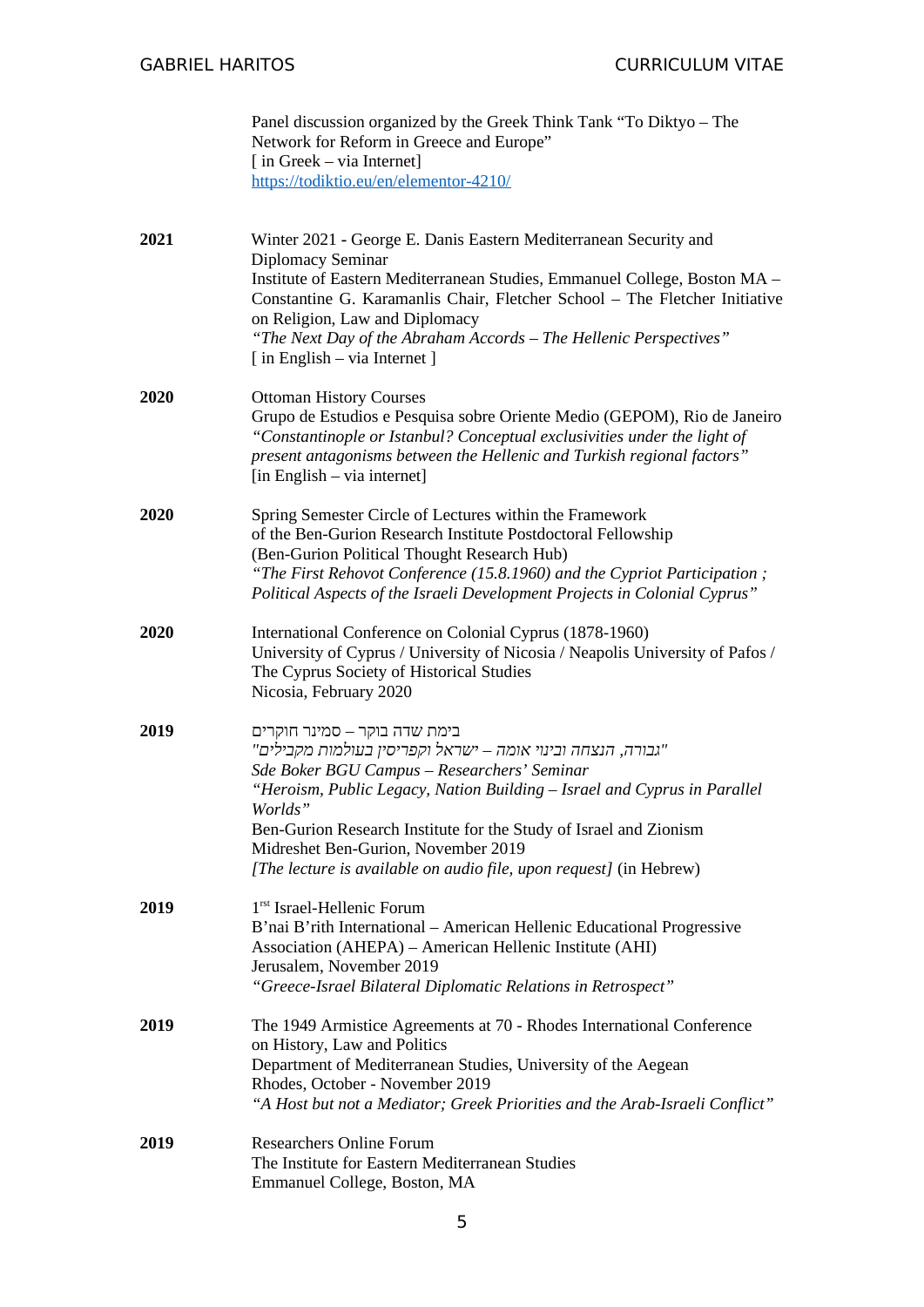Panel discussion organized by the Greek Think Tank "To Diktyo – The Network for Reform in Greece and Europe"
[ in Greek – via Internet]
https://todiktio.eu/en/elementor-4210/

**2021**

Winter 2021 - George E. Danis Eastern Mediterranean Security and Diplomacy Seminar
Institute of Eastern Mediterranean Studies, Emmanuel College, Boston MA – Constantine G. Karamanlis Chair, Fletcher School – The Fletcher Initiative on Religion, Law and Diplomacy
*"The Next Day of the Abraham Accords – The Hellenic Perspectives"*
[ in English – via Internet ]

**2020**

Ottoman History Courses
Grupo de Estudios e Pesquisa sobre Oriente Medio (GEPOM), Rio de Janeiro
*"Constantinople or Istanbul? Conceptual exclusivities under the light of present antagonisms between the Hellenic and Turkish regional factors"*
[in English – via internet]

**2020**

Spring Semester Circle of Lectures within the Framework of the Ben-Gurion Research Institute Postdoctoral Fellowship
(Ben-Gurion Political Thought Research Hub)
*"The First Rehovot Conference (15.8.1960) and the Cypriot Participation ; Political Aspects of the Israeli Development Projects in Colonial Cyprus"*

**2020**

International Conference on Colonial Cyprus (1878-1960)
University of Cyprus / University of Nicosia / Neapolis University of Pafos / The Cyprus Society of Historical Studies
Nicosia, February 2020

**2019**

בימת שדה בוקר – סמינר חוקרים
*"גבורה, הנצחה ובינוי אומה – ישראל וקפריסין בעולמות מקבילים"*
*Sde Boker BGU Campus – Researchers' Seminar*
*"Heroism, Public Legacy, Nation Building – Israel and Cyprus in Parallel Worlds"*
Ben-Gurion Research Institute for the Study of Israel and Zionism
Midreshet Ben-Gurion, November 2019
*[The lecture is available on audio file, upon request]* (in Hebrew)

**2019**

1rst Israel-Hellenic Forum
B'nai B'rith International – American Hellenic Educational Progressive Association (AHEPA) – American Hellenic Institute (AHI)
Jerusalem, November 2019
*"Greece-Israel Bilateral Diplomatic Relations in Retrospect"*

**2019**

The 1949 Armistice Agreements at 70 - Rhodes International Conference on History, Law and Politics
Department of Mediterranean Studies, University of the Aegean
Rhodes, October - November 2019
*"A Host but not a Mediator; Greek Priorities and the Arab-Israeli Conflict"*

**2019**

Researchers Online Forum
The Institute for Eastern Mediterranean Studies
Emmanuel College, Boston, MA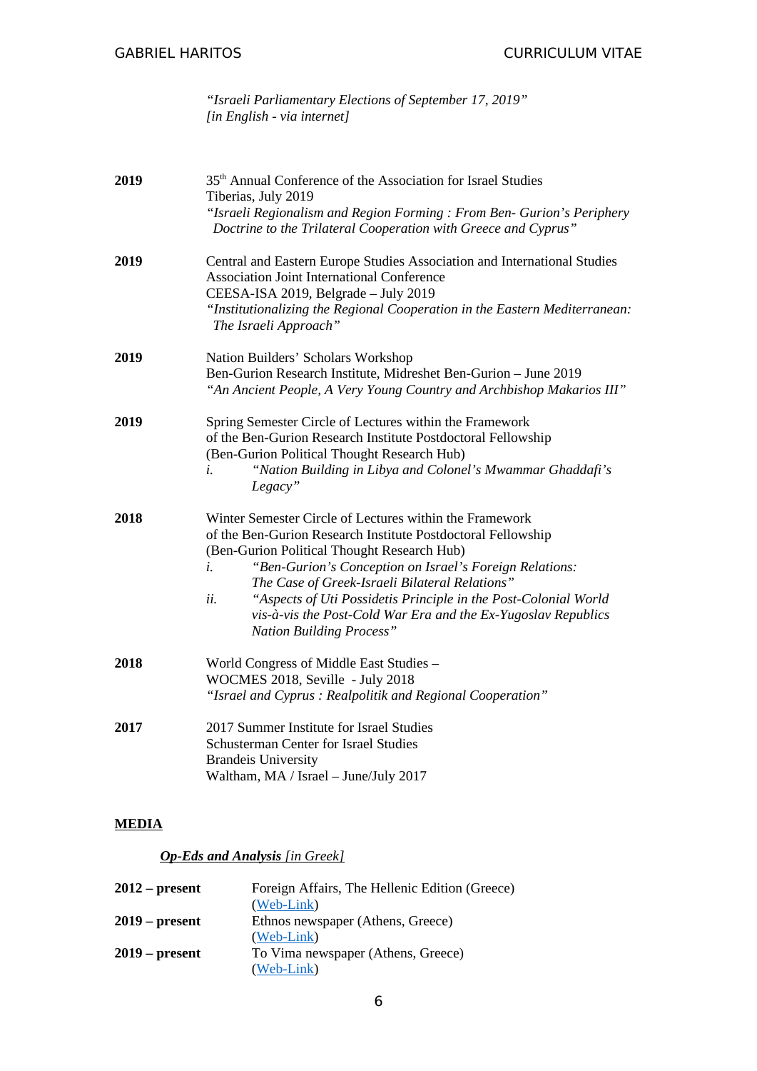*"Israeli Parliamentary Elections of September 17, 2019"*
*[in English - via internet]*

**2019** 35th Annual Conference of the Association for Israel Studies
Tiberias, July 2019
*"Israeli Regionalism and Region Forming : From Ben- Gurion's Periphery Doctrine to the Trilateral Cooperation with Greece and Cyprus"*

**2019** Central and Eastern Europe Studies Association and International Studies Association Joint International Conference
CEESA-ISA 2019, Belgrade – July 2019
*"Institutionalizing the Regional Cooperation in the Eastern Mediterranean: The Israeli Approach"*

**2019** Nation Builders' Scholars Workshop
Ben-Gurion Research Institute, Midreshet Ben-Gurion – June 2019
*"An Ancient People, A Very Young Country and Archbishop Makarios III"*

**2019** Spring Semester Circle of Lectures within the Framework of the Ben-Gurion Research Institute Postdoctoral Fellowship (Ben-Gurion Political Thought Research Hub)

*i.* *"Nation Building in Libya and Colonel's Mwammar Ghaddafi's Legacy"*

**2018** Winter Semester Circle of Lectures within the Framework of the Ben-Gurion Research Institute Postdoctoral Fellowship (Ben-Gurion Political Thought Research Hub)

*i.* *"Ben-Gurion's Conception on Israel's Foreign Relations: The Case of Greek-Israeli Bilateral Relations"*

*ii.* *"Aspects of Uti Possidetis Principle in the Post-Colonial World vis-à-vis the Post-Cold War Era and the Ex-Yugoslav Republics Nation Building Process"*

**2018** World Congress of Middle East Studies –
WOCMES 2018, Seville - July 2018
*"Israel and Cyprus : Realpolitik and Regional Cooperation"*

**2017** 2017 Summer Institute for Israel Studies
Schusterman Center for Israel Studies
Brandeis University
Waltham, MA / Israel – June/July 2017

## MEDIA

***Op-Eds and Analysis*** *[in Greek]*

**2012 – present** Foreign Affairs, The Hellenic Edition (Greece)
(Web-Link)

**2019 – present** Ethnos newspaper (Athens, Greece)
(Web-Link)

**2019 – present** To Vima newspaper (Athens, Greece)
(Web-Link)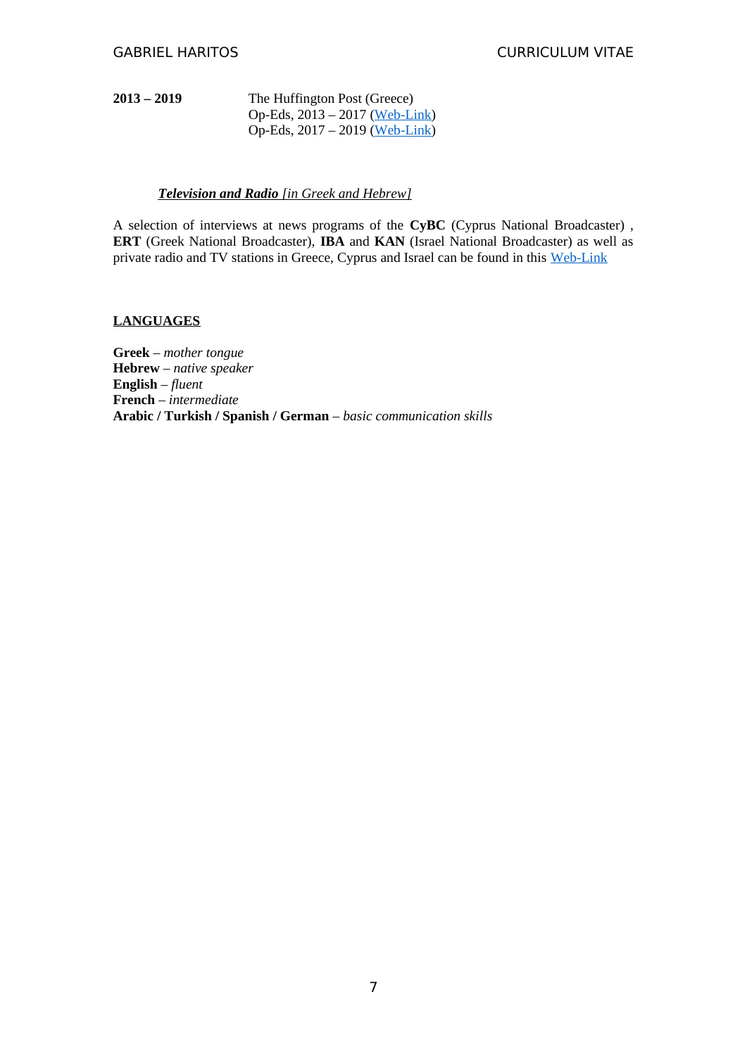**2013 – 2019** The Huffington Post (Greece)
Op-Eds, 2013 – 2017 (Web-Link)
Op-Eds, 2017 – 2019 (Web-Link)

***Television and Radio*** *[in Greek and Hebrew]*

A selection of interviews at news programs of the **CyBC** (Cyprus National Broadcaster) , **ERT** (Greek National Broadcaster), **IBA** and **KAN** (Israel National Broadcaster) as well as private radio and TV stations in Greece, Cyprus and Israel can be found in this Web-Link

## LANGUAGES

**Greek** – *mother tongue*
**Hebrew** – *native speaker*
**English** – *fluent*
**French** – *intermediate*
**Arabic / Turkish / Spanish / German** – *basic communication skills*